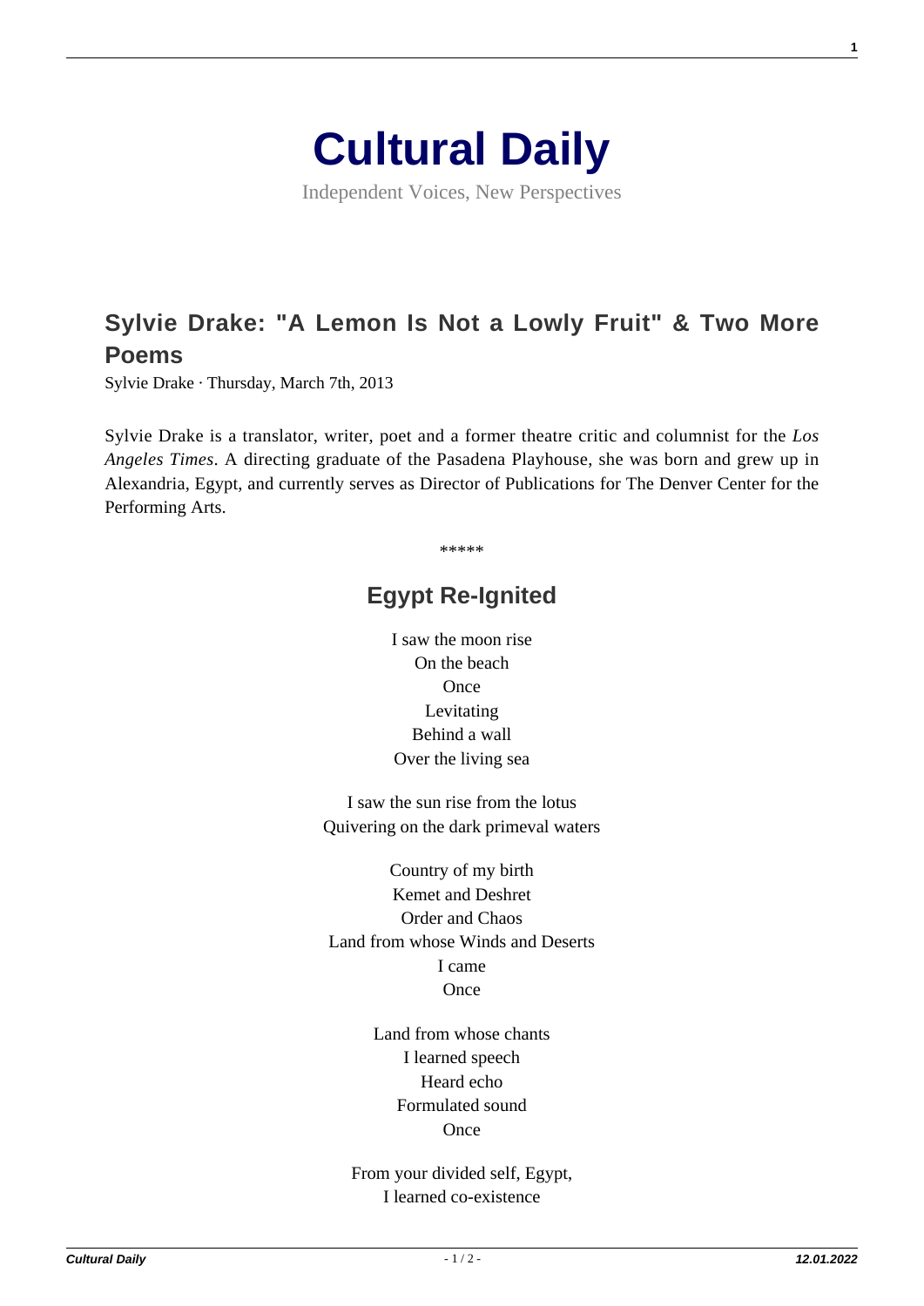# Cultural Daily

Independent Voices, New Perspectives

## Sylvie Drake: "A Lemon Is Not a Lowly Fruit" & Two More Poems

Sylvie Drake · Thursday, March 7th, 2013

Sylvie Drake is a translator, writer, poet and a former theatre critic and columnist for the *Los Angeles Times*. A directing graduate of the Pasadena Playhouse, she was born and grew up in Alexandria, Egypt, and currently serves as Director of Publications for The Denver Center for the Performing Arts.

\*\*\*\*\*

### Egypt Re-Ignited

I saw the moon rise  
On the beach  
Once  
Levitating  
Behind a wall  
Over the living sea

I saw the sun rise from the lotus  
Quivering on the dark primeval waters

Country of my birth  
Kemet and Deshret  
Order and Chaos  
Land from whose Winds and Deserts  
I came  
Once

Land from whose chants  
I learned speech  
Heard echo  
Formulated sound  
Once

From your divided self, Egypt,  
I learned co-existence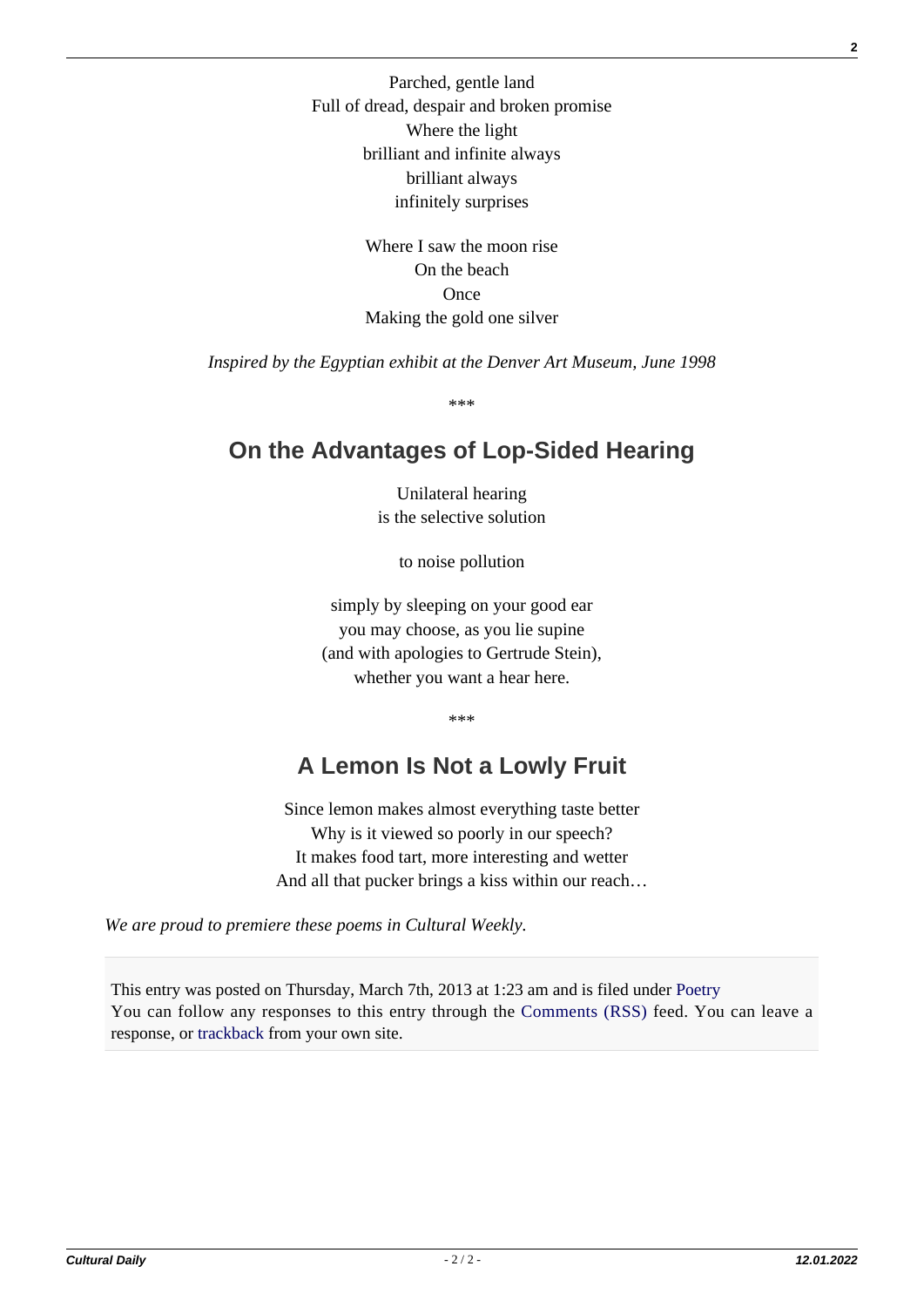Parched, gentle land  
Full of dread, despair and broken promise  
Where the light  
brilliant and infinite always  
brilliant always  
infinitely surprises

Where I saw the moon rise  
On the beach  
Once  
Making the gold one silver

*Inspired by the Egyptian exhibit at the Denver Art Museum, June 1998*

***

## On the Advantages of Lop-Sided Hearing

Unilateral hearing  
is the selective solution

to noise pollution

simply by sleeping on your good ear  
you may choose, as you lie supine  
(and with apologies to Gertrude Stein),  
whether you want a hear here.

***

## A Lemon Is Not a Lowly Fruit

Since lemon makes almost everything taste better  
Why is it viewed so poorly in our speech?  
It makes food tart, more interesting and wetter  
And all that pucker brings a kiss within our reach…

*We are proud to premiere these poems in Cultural Weekly.*

This entry was posted on Thursday, March 7th, 2013 at 1:23 am and is filed under Poetry  
You can follow any responses to this entry through the Comments (RSS) feed. You can leave a response, or trackback from your own site.